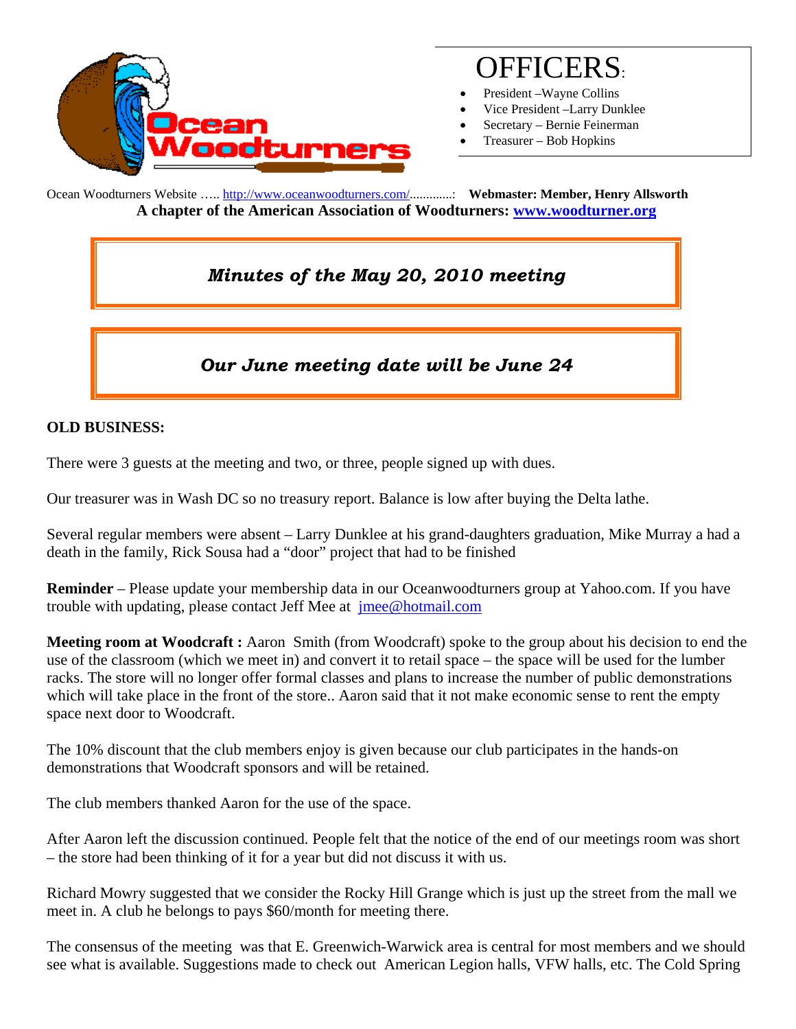# OFFICERS:

- President –Wayne Collins
- Vice President –Larry Dunklee
- Secretary – Bernie Feinerman
- Treasurer – Bob Hopkins

Ocean Woodturners Website ….. http://www.oceanwoodturners.com/.............: **Webmaster: Member, Henry Allsworth**

**A chapter of the American Association of Woodturners: www.woodturner.org**

## *Minutes of the May 20, 2010 meeting*

## *Our June meeting date will be June 24*

**OLD BUSINESS:**

There were 3 guests at the meeting and two, or three, people signed up with dues.

Our treasurer was in Wash DC so no treasury report. Balance is low after buying the Delta lathe.

Several regular members were absent – Larry Dunklee at his grand-daughters graduation, Mike Murray a had a death in the family, Rick Sousa had a "door" project that had to be finished

**Reminder** – Please update your membership data in our Oceanwoodturners group at Yahoo.com. If you have trouble with updating, please contact Jeff Mee at jmee@hotmail.com

**Meeting room at Woodcraft :** Aaron Smith (from Woodcraft) spoke to the group about his decision to end the use of the classroom (which we meet in) and convert it to retail space – the space will be used for the lumber racks. The store will no longer offer formal classes and plans to increase the number of public demonstrations which will take place in the front of the store.. Aaron said that it not make economic sense to rent the empty space next door to Woodcraft.

The 10% discount that the club members enjoy is given because our club participates in the hands-on demonstrations that Woodcraft sponsors and will be retained.

The club members thanked Aaron for the use of the space.

After Aaron left the discussion continued. People felt that the notice of the end of our meetings room was short – the store had been thinking of it for a year but did not discuss it with us.

Richard Mowry suggested that we consider the Rocky Hill Grange which is just up the street from the mall we meet in. A club he belongs to pays $60/month for meeting there.

The consensus of the meeting was that E. Greenwich-Warwick area is central for most members and we should see what is available. Suggestions made to check out American Legion halls, VFW halls, etc. The Cold Spring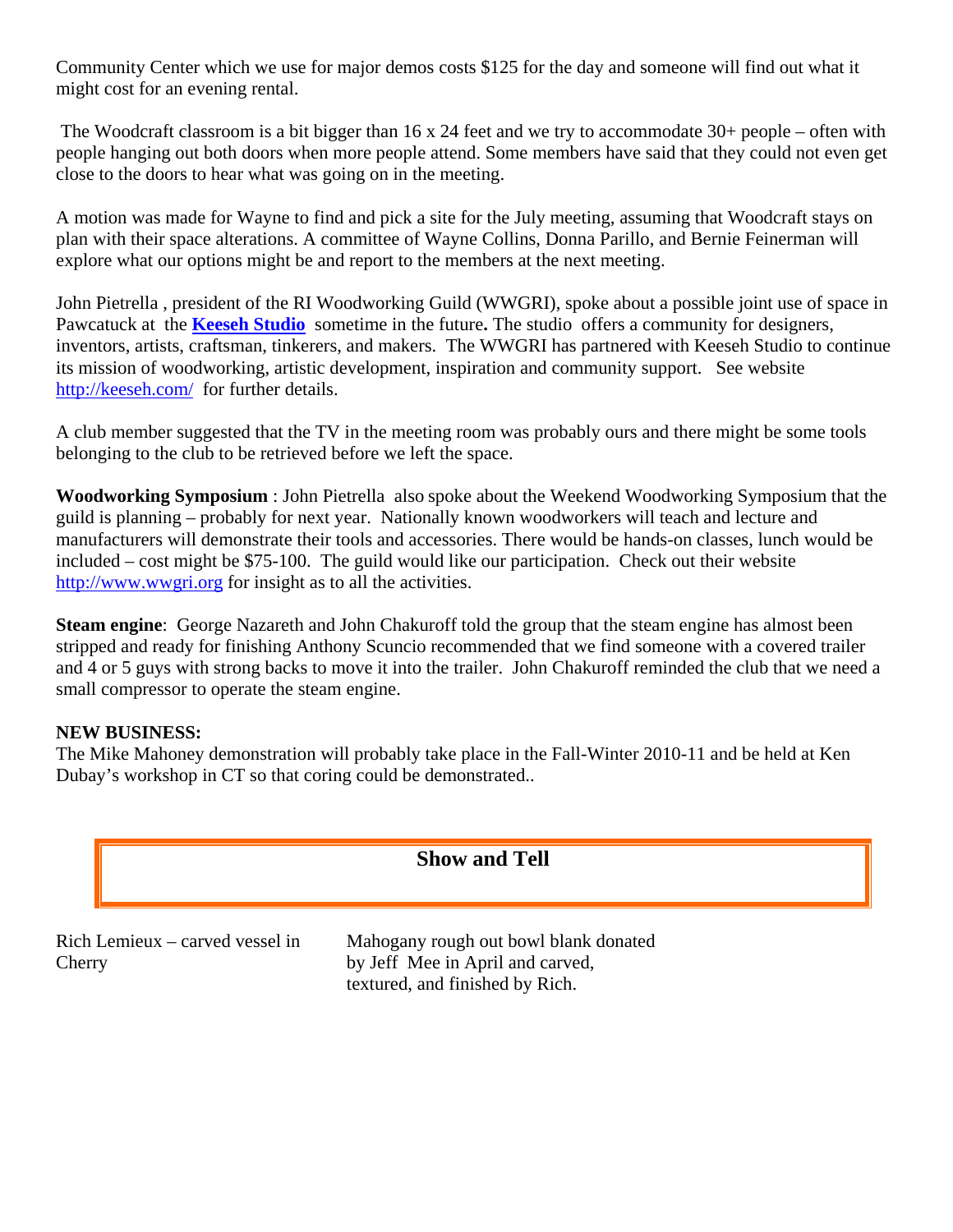Community Center which we use for major demos costs $125 for the day and someone will find out what it might cost for an evening rental.

The Woodcraft classroom is a bit bigger than 16 x 24 feet and we try to accommodate 30+ people – often with people hanging out both doors when more people attend. Some members have said that they could not even get close to the doors to hear what was going on in the meeting.

A motion was made for Wayne to find and pick a site for the July meeting, assuming that Woodcraft stays on plan with their space alterations. A committee of Wayne Collins, Donna Parillo, and Bernie Feinerman will explore what our options might be and report to the members at the next meeting.

John Pietrella , president of the RI Woodworking Guild (WWGRI), spoke about a possible joint use of space in Pawcatuck at the **Keeseh Studio** sometime in the future**.** The studio offers a community for designers, inventors, artists, craftsman, tinkerers, and makers. The WWGRI has partnered with Keeseh Studio to continue its mission of woodworking, artistic development, inspiration and community support. See website http://keeseh.com/ for further details.

A club member suggested that the TV in the meeting room was probably ours and there might be some tools belonging to the club to be retrieved before we left the space.

**Woodworking Symposium** : John Pietrella also spoke about the Weekend Woodworking Symposium that the guild is planning – probably for next year. Nationally known woodworkers will teach and lecture and manufacturers will demonstrate their tools and accessories. There would be hands-on classes, lunch would be included – cost might be $75-100. The guild would like our participation. Check out their website http://www.wwgri.org for insight as to all the activities.

**Steam engine**: George Nazareth and John Chakuroff told the group that the steam engine has almost been stripped and ready for finishing Anthony Scuncio recommended that we find someone with a covered trailer and 4 or 5 guys with strong backs to move it into the trailer. John Chakuroff reminded the club that we need a small compressor to operate the steam engine.

**NEW BUSINESS:**

The Mike Mahoney demonstration will probably take place in the Fall-Winter 2010-11 and be held at Ken Dubay's workshop in CT so that coring could be demonstrated..

## Show and Tell

| | |
|---|---|
| Rich Lemieux – carved vessel in Cherry | Mahogany rough out bowl blank donated by Jeff Mee in April and carved, textured, and finished by Rich. |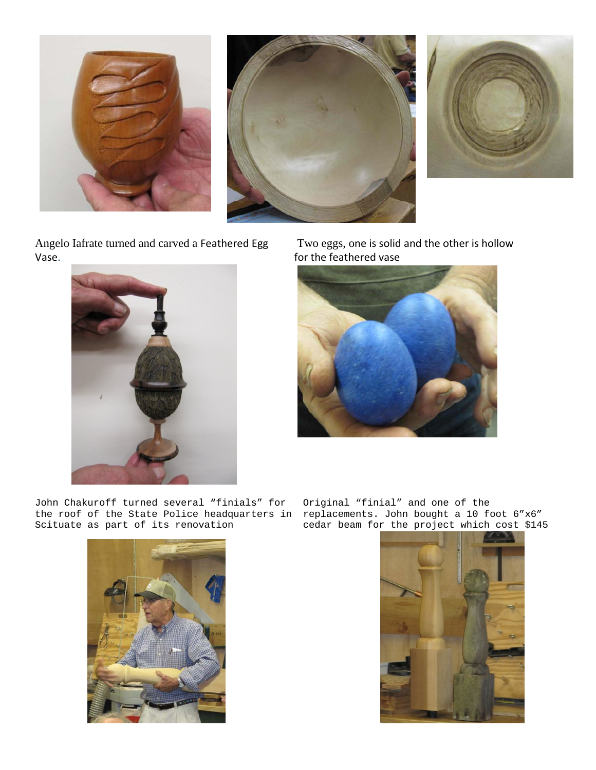Angelo Iafrate turned and carved a Feathered Egg Vase.

Two eggs, one is solid and the other is hollow for the feathered vase

John Chakuroff turned several “finials” for the roof of the State Police headquarters in Scituate as part of its renovation

Original “finial” and one of the replacements. John bought a 10 foot 6”x6” cedar beam for the project which cost $145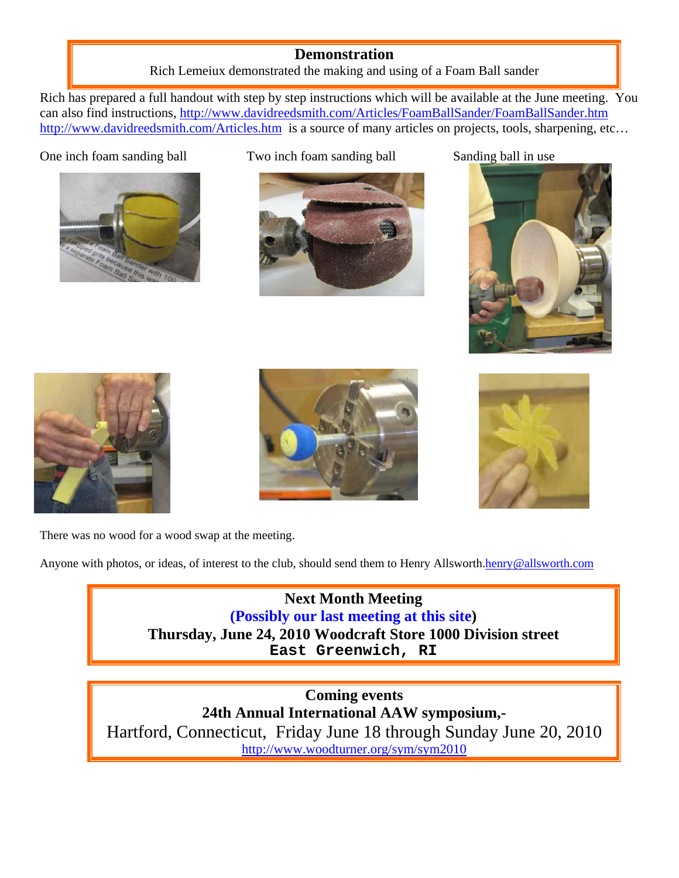**Demonstration**

Rich Lemeiux demonstrated the making and using of a Foam Ball sander

Rich has prepared a full handout with step by step instructions which will be available at the June meeting. You can also find instructions, http://www.davidreedsmith.com/Articles/FoamBallSander/FoamBallSander.htm http://www.davidreedsmith.com/Articles.htm is a source of many articles on projects, tools, sharpening, etc…

One inch foam sanding ball

Two inch foam sanding ball

Sanding ball in use

There was no wood for a wood swap at the meeting.

Anyone with photos, or ideas, of interest to the club, should send them to Henry Allsworth.henry@allsworth.com

**Next Month Meeting**
**(Possibly our last meeting at this site)**
**Thursday, June 24, 2010 Woodcraft Store 1000 Division street**
**East Greenwich, RI**

**Coming events**
**24th Annual International AAW symposium,-**
Hartford, Connecticut, Friday June 18 through Sunday June 20, 2010
http://www.woodturner.org/sym/sym2010